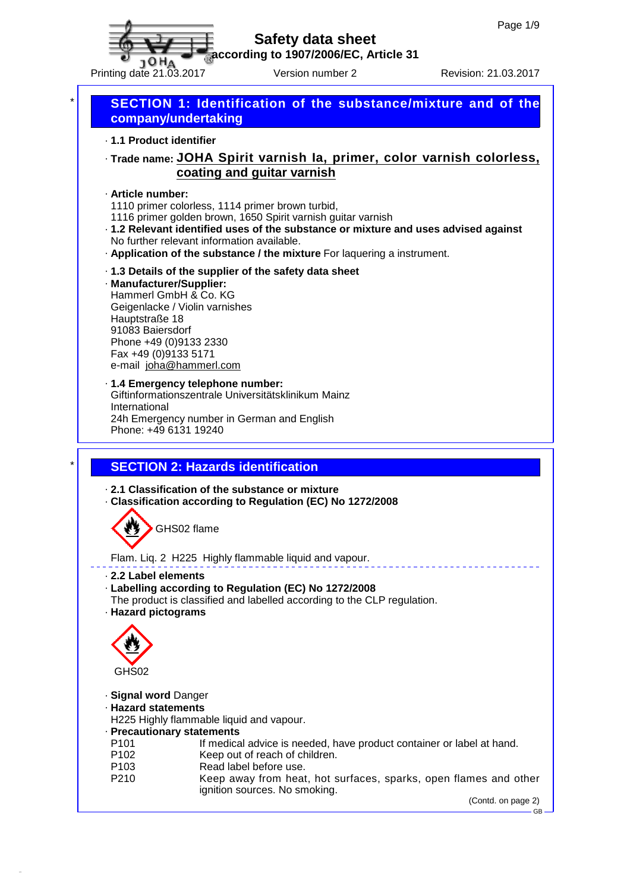# Safety data sheet

**according to 1907/2006/EC, Article 31**

Printing date 21.03.2017 Version number 2 Revision: 21.03.2017

## SECTION 1: Identification of the substance/mixture and of the company/undertaking

· **1.1 Product identifier**

· **Trade name: JOHA Spirit varnish la, primer, color varnish colorless, coating and guitar varnish**

· **Article number:**
1110 primer colorless, 1114 primer brown turbid,
1116 primer golden brown, 1650 Spirit varnish guitar varnish

· **1.2 Relevant identified uses of the substance or mixture and uses advised against**
No further relevant information available.

· **Application of the substance / the mixture** For laquering a instrument.

· **1.3 Details of the supplier of the safety data sheet**

· **Manufacturer/Supplier:**
Hammerl GmbH & Co. KG
Geigenlacke / Violin varnishes
Hauptstraße 18
91083 Baiersdorf
Phone +49 (0)9133 2330
Fax +49 (0)9133 5171
e-mail joha@hammerl.com

· **1.4 Emergency telephone number:**
Giftinformationszentrale Universitätsklinikum Mainz
International
24h Emergency number in German and English
Phone: +49 6131 19240

## SECTION 2: Hazards identification

· **2.1 Classification of the substance or mixture**

· **Classification according to Regulation (EC) No 1272/2008**

GHS02 flame

Flam. Liq. 2 H225 Highly flammable liquid and vapour.

· **2.2 Label elements**

· **Labelling according to Regulation (EC) No 1272/2008**
The product is classified and labelled according to the CLP regulation.

· **Hazard pictograms**

GHS02

· **Signal word** Danger

· **Hazard statements**
H225 Highly flammable liquid and vapour.

· **Precautionary statements**

| | |
|---|---|
| P101 | If medical advice is needed, have product container or label at hand. |
| P102 | Keep out of reach of children. |
| P103 | Read label before use. |
| P210 | Keep away from heat, hot surfaces, sparks, open flames and other ignition sources. No smoking. |

(Contd. on page 2)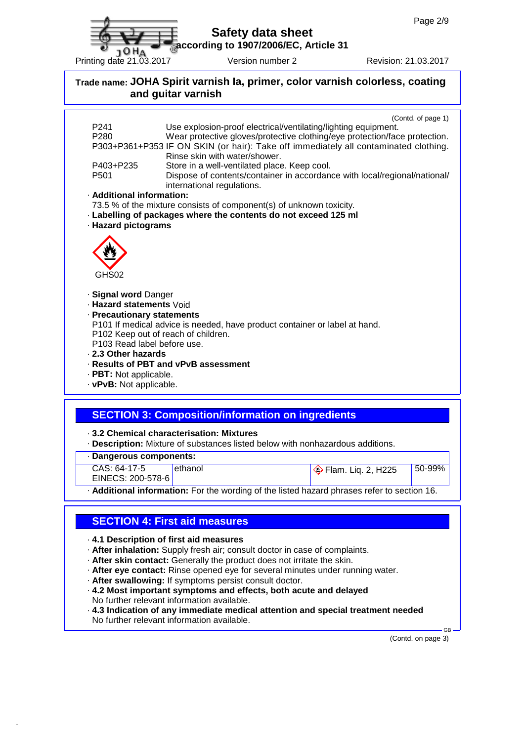**Trade name: JOHA Spirit varnish Ia, primer, color varnish colorless, coating and guitar varnish**

(Contd. of page 1)

| | |
|---|---|
| P241 | Use explosion-proof electrical/ventilating/lighting equipment. |
| P280 | Wear protective gloves/protective clothing/eye protection/face protection. |
| P303+P361+P353 | IF ON SKIN (or hair): Take off immediately all contaminated clothing. Rinse skin with water/shower. |
| P403+P235 | Store in a well-ventilated place. Keep cool. |
| P501 | Dispose of contents/container in accordance with local/regional/national/ international regulations. |

· **Additional information:**
73.5 % of the mixture consists of component(s) of unknown toxicity.

· **Labelling of packages where the contents do not exceed 125 ml**

· **Hazard pictograms**

GHS02

· **Signal word** Danger

· **Hazard statements** Void

· **Precautionary statements**
P101 If medical advice is needed, have product container or label at hand.
P102 Keep out of reach of children.
P103 Read label before use.

· **2.3 Other hazards**

· **Results of PBT and vPvB assessment**

· **PBT:** Not applicable.

· **vPvB:** Not applicable.

## SECTION 3: Composition/information on ingredients

· **3.2 Chemical characterisation: Mixtures**

· **Description:** Mixture of substances listed below with nonhazardous additions.

· **Dangerous components:**

| | | | |
|---|---|---|---|
| CAS: 64-17-5<br>EINECS: 200-578-6 | ethanol | Flam. Liq. 2, H225 | 50-99% |

· **Additional information:** For the wording of the listed hazard phrases refer to section 16.

## SECTION 4: First aid measures

· **4.1 Description of first aid measures**

· **After inhalation:** Supply fresh air; consult doctor in case of complaints.

· **After skin contact:** Generally the product does not irritate the skin.

· **After eye contact:** Rinse opened eye for several minutes under running water.

· **After swallowing:** If symptoms persist consult doctor.

· **4.2 Most important symptoms and effects, both acute and delayed**
No further relevant information available.

· **4.3 Indication of any immediate medical attention and special treatment needed**
No further relevant information available.

(Contd. on page 3)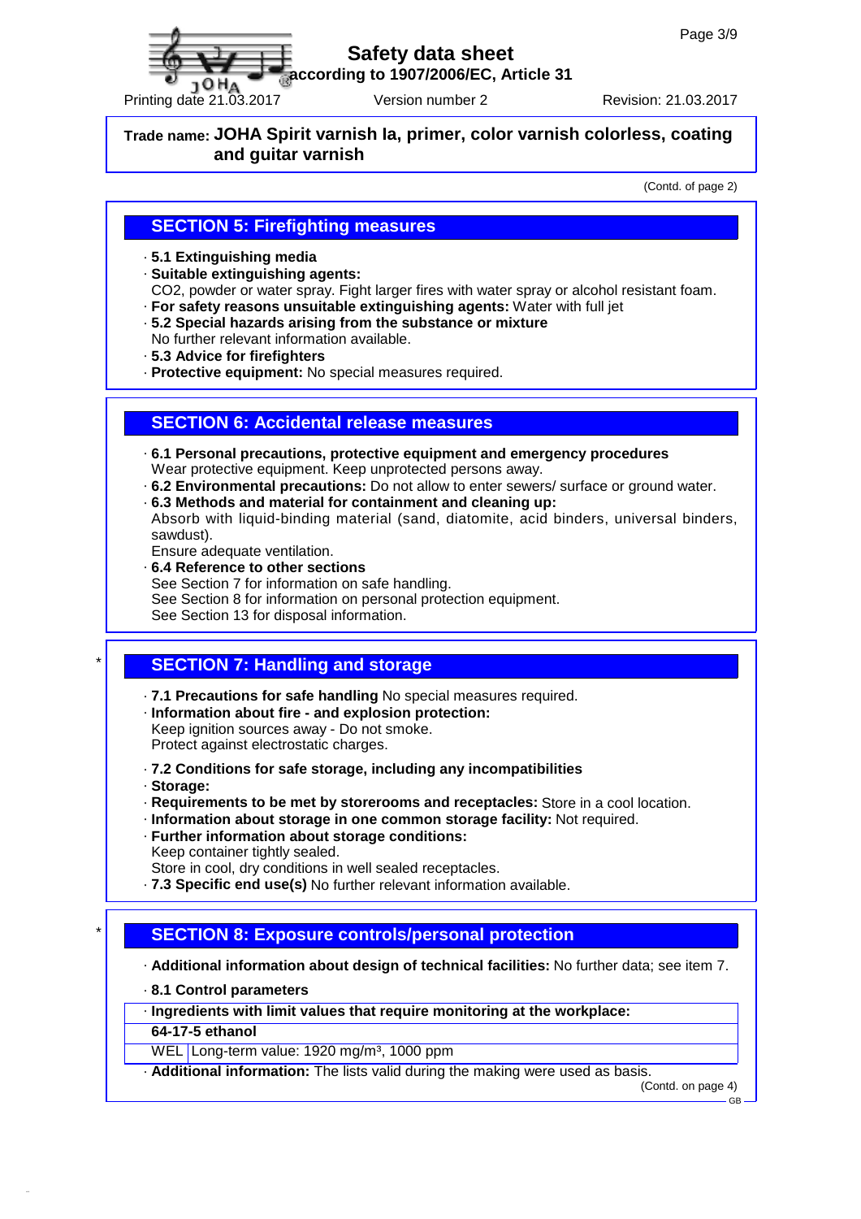## Trade name: JOHA Spirit varnish la, primer, color varnish colorless, coating and guitar varnish

(Contd. of page 2)

## SECTION 5: Firefighting measures

· **5.1 Extinguishing media**
· **Suitable extinguishing agents:**
$CO_2$, powder or water spray. Fight larger fires with water spray or alcohol resistant foam.
· **For safety reasons unsuitable extinguishing agents:** Water with full jet
· **5.2 Special hazards arising from the substance or mixture**
No further relevant information available.
· **5.3 Advice for firefighters**
· **Protective equipment:** No special measures required.

## SECTION 6: Accidental release measures

· **6.1 Personal precautions, protective equipment and emergency procedures**
Wear protective equipment. Keep unprotected persons away.
· **6.2 Environmental precautions:** Do not allow to enter sewers/ surface or ground water.
· **6.3 Methods and material for containment and cleaning up:**
Absorb with liquid-binding material (sand, diatomite, acid binders, universal binders, sawdust).
Ensure adequate ventilation.
· **6.4 Reference to other sections**
See Section 7 for information on safe handling.
See Section 8 for information on personal protection equipment.
See Section 13 for disposal information.

## * SECTION 7: Handling and storage

· **7.1 Precautions for safe handling** No special measures required.
· **Information about fire - and explosion protection:**
Keep ignition sources away - Do not smoke.
Protect against electrostatic charges.

· **7.2 Conditions for safe storage, including any incompatibilities**
· **Storage:**
· **Requirements to be met by storerooms and receptacles:** Store in a cool location.
· **Information about storage in one common storage facility:** Not required.
· **Further information about storage conditions:**
Keep container tightly sealed.
Store in cool, dry conditions in well sealed receptacles.
· **7.3 Specific end use(s)** No further relevant information available.

## * SECTION 8: Exposure controls/personal protection

· **Additional information about design of technical facilities:** No further data; see item 7.

· **8.1 Control parameters**

| · **Ingredients with limit values that require monitoring at the workplace:** | |
|---|---|
| **64-17-5 ethanol** | |
| WEL | Long-term value: 1920 mg/m³, 1000 ppm |

· **Additional information:** The lists valid during the making were used as basis.

(Contd. on page 4)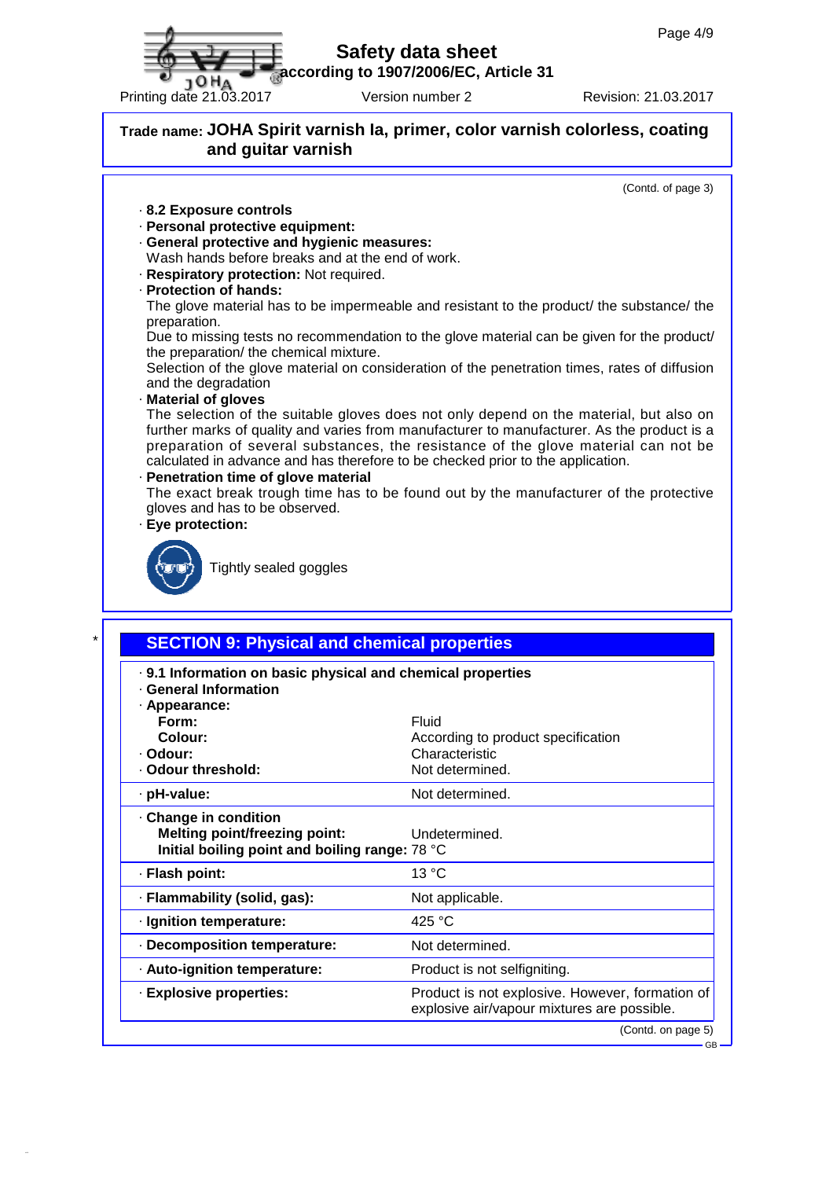**Trade name: JOHA Spirit varnish Ia, primer, color varnish colorless, coating and guitar varnish**

(Contd. of page 3)

· **8.2 Exposure controls**
· **Personal protective equipment:**
· **General protective and hygienic measures:**
Wash hands before breaks and at the end of work.
· **Respiratory protection:** Not required.
· **Protection of hands:**
The glove material has to be impermeable and resistant to the product/ the substance/ the preparation.
Due to missing tests no recommendation to the glove material can be given for the product/ the preparation/ the chemical mixture.
Selection of the glove material on consideration of the penetration times, rates of diffusion and the degradation
· **Material of gloves**
The selection of the suitable gloves does not only depend on the material, but also on further marks of quality and varies from manufacturer to manufacturer. As the product is a preparation of several substances, the resistance of the glove material can not be calculated in advance and has therefore to be checked prior to the application.
· **Penetration time of glove material**
The exact break trough time has to be found out by the manufacturer of the protective gloves and has to be observed.
· **Eye protection:**

Tightly sealed goggles

## SECTION 9: Physical and chemical properties

· **9.1 Information on basic physical and chemical properties**
· **General Information**

| Property | Value |
|---|---|
| · **Appearance:** | |
| **Form:** | Fluid |
| **Colour:** | According to product specification |
| · **Odour:** | Characteristic |
| · **Odour threshold:** | Not determined. |
| · **pH-value:** | Not determined. |
| · **Change in condition** | |
| **Melting point/freezing point:** | Undetermined. |
| **Initial boiling point and boiling range:** | 78 °C |
| · **Flash point:** | 13 °C |
| · **Flammability (solid, gas):** | Not applicable. |
| · **Ignition temperature:** | 425 °C |
| · **Decomposition temperature:** | Not determined. |
| · **Auto-ignition temperature:** | Product is not selfigniting. |
| · **Explosive properties:** | Product is not explosive. However, formation of explosive air/vapour mixtures are possible. |

(Contd. on page 5)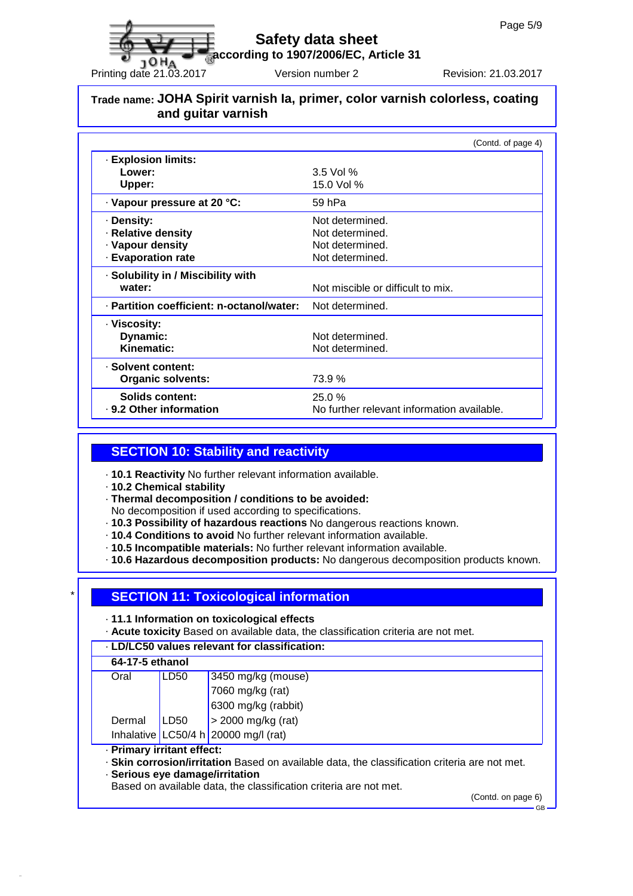**Trade name: JOHA Spirit varnish Ia, primer, color varnish colorless, coating and guitar varnish**

(Contd. of page 4)

| | |
|---|---|
| · **Explosion limits:** | |
| **Lower:** | 3.5 Vol % |
| **Upper:** | 15.0 Vol % |
| · **Vapour pressure at 20 °C:** | 59 hPa |
| · **Density:** | Not determined. |
| · **Relative density** | Not determined. |
| · **Vapour density** | Not determined. |
| · **Evaporation rate** | Not determined. |
| · **Solubility in / Miscibility with water:** | Not miscible or difficult to mix. |
| · **Partition coefficient: n-octanol/water:** | Not determined. |
| · **Viscosity:** | |
| **Dynamic:** | Not determined. |
| **Kinematic:** | Not determined. |
| · **Solvent content:** | |
| **Organic solvents:** | 73.9 % |
| **Solids content:** | 25.0 % |
| · **9.2 Other information** | No further relevant information available. |

## SECTION 10: Stability and reactivity

· **10.1 Reactivity** No further relevant information available.
· **10.2 Chemical stability**
· **Thermal decomposition / conditions to be avoided:**
No decomposition if used according to specifications.
· **10.3 Possibility of hazardous reactions** No dangerous reactions known.
· **10.4 Conditions to avoid** No further relevant information available.
· **10.5 Incompatible materials:** No further relevant information available.
· **10.6 Hazardous decomposition products:** No dangerous decomposition products known.

## * SECTION 11: Toxicological information

· **11.1 Information on toxicological effects**
· **Acute toxicity** Based on available data, the classification criteria are not met.

· **LD/LC50 values relevant for classification:**

| **64-17-5 ethanol** | | |
|---|---|---|
| Oral | LD50 | 3450 mg/kg (mouse) |
| | | 7060 mg/kg (rat) |
| | | 6300 mg/kg (rabbit) |
| Dermal | LD50 | > 2000 mg/kg (rat) |
| Inhalative | LC50/4 h | 20000 mg/l (rat) |

· **Primary irritant effect:**
· **Skin corrosion/irritation** Based on available data, the classification criteria are not met.
· **Serious eye damage/irritation**
Based on available data, the classification criteria are not met.

(Contd. on page 6)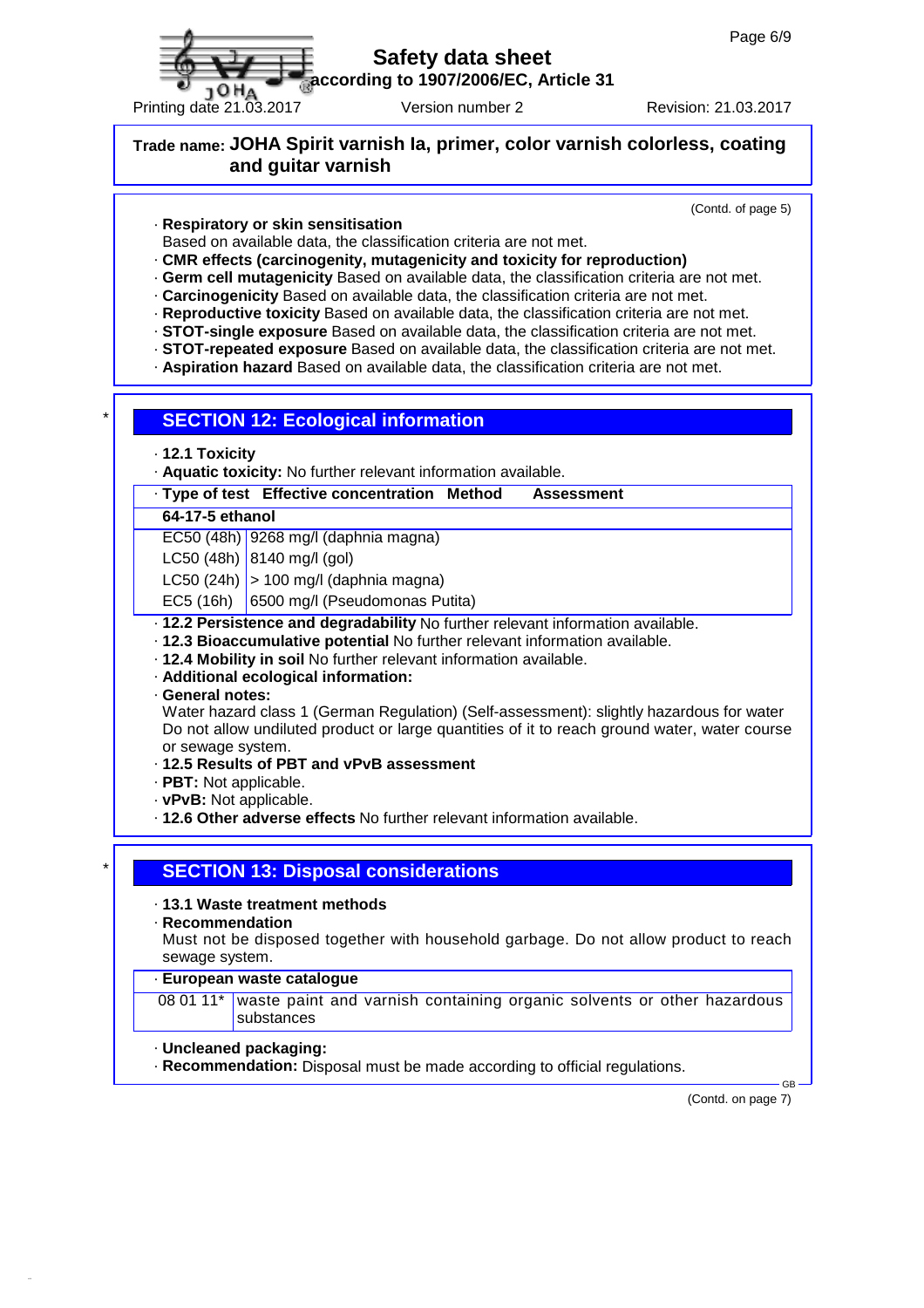**Trade name: JOHA Spirit varnish Ia, primer, color varnish colorless, coating and guitar varnish**

(Contd. of page 5)

· **Respiratory or skin sensitisation**
Based on available data, the classification criteria are not met.
· **CMR effects (carcinogenity, mutagenicity and toxicity for reproduction)**
· **Germ cell mutagenicity** Based on available data, the classification criteria are not met.
· **Carcinogenicity** Based on available data, the classification criteria are not met.
· **Reproductive toxicity** Based on available data, the classification criteria are not met.
· **STOT-single exposure** Based on available data, the classification criteria are not met.
· **STOT-repeated exposure** Based on available data, the classification criteria are not met.
· **Aspiration hazard** Based on available data, the classification criteria are not met.

## SECTION 12: Ecological information

· **12.1 Toxicity**
· **Aquatic toxicity:** No further relevant information available.

| · Type of test | Effective concentration Method | Assessment |
|---|---|---|
| **64-17-5 ethanol** | | |
| EC50 (48h) | 9268 mg/l (daphnia magna) | |
| LC50 (48h) | 8140 mg/l (gol) | |
| LC50 (24h) | > 100 mg/l (daphnia magna) | |
| EC5 (16h) | 6500 mg/l (Pseudomonas Putita) | |

· **12.2 Persistence and degradability** No further relevant information available.
· **12.3 Bioaccumulative potential** No further relevant information available.
· **12.4 Mobility in soil** No further relevant information available.
· **Additional ecological information:**
· **General notes:**
Water hazard class 1 (German Regulation) (Self-assessment): slightly hazardous for water
Do not allow undiluted product or large quantities of it to reach ground water, water course or sewage system.
· **12.5 Results of PBT and vPvB assessment**
· **PBT:** Not applicable.
· **vPvB:** Not applicable.
· **12.6 Other adverse effects** No further relevant information available.

## SECTION 13: Disposal considerations

· **13.1 Waste treatment methods**
· **Recommendation**
Must not be disposed together with household garbage. Do not allow product to reach sewage system.

| · European waste catalogue | |
|---|---|
| 08 01 11* | waste paint and varnish containing organic solvents or other hazardous substances |

· **Uncleaned packaging:**
· **Recommendation:** Disposal must be made according to official regulations.

(Contd. on page 7)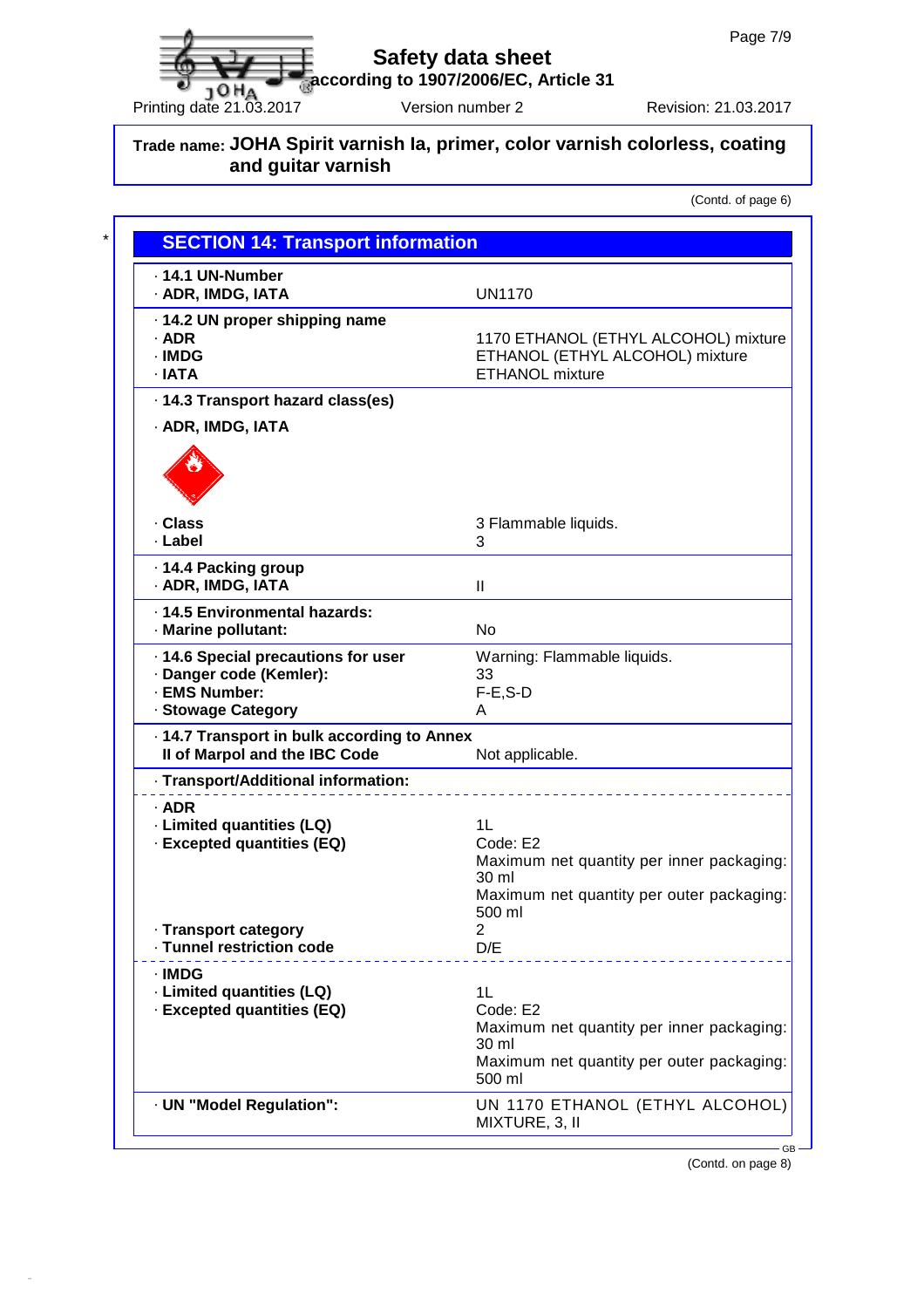**Trade name: JOHA Spirit varnish Ia, primer, color varnish colorless, coating and guitar varnish**

(Contd. of page 6)

## SECTION 14: Transport information

| | |
|---|---|
| · **14.1 UN-Number** | |
| · **ADR, IMDG, IATA** | UN1170 |
| · **14.2 UN proper shipping name** | |
| · **ADR** | 1170 ETHANOL (ETHYL ALCOHOL) mixture |
| · **IMDG** | ETHANOL (ETHYL ALCOHOL) mixture |
| · **IATA** | ETHANOL mixture |
| · **14.3 Transport hazard class(es)** | |
| · **ADR, IMDG, IATA** | |
| · **Class** | 3 Flammable liquids. |
| · **Label** | 3 |
| · **14.4 Packing group** | |
| · **ADR, IMDG, IATA** | II |
| · **14.5 Environmental hazards:** | |
| · **Marine pollutant:** | No |
| · **14.6 Special precautions for user** | Warning: Flammable liquids. |
| · **Danger code (Kemler):** | 33 |
| · **EMS Number:** | F-E,S-D |
| · **Stowage Category** | A |
| · **14.7 Transport in bulk according to Annex II of Marpol and the IBC Code** | Not applicable. |
| · **Transport/Additional information:** | |
| · **ADR** | |
| · **Limited quantities (LQ)** | 1L |
| · **Excepted quantities (EQ)** | Code: E2<br>Maximum net quantity per inner packaging: 30 ml<br>Maximum net quantity per outer packaging: 500 ml |
| · **Transport category** | 2 |
| · **Tunnel restriction code** | D/E |
| · **IMDG** | |
| · **Limited quantities (LQ)** | 1L |
| · **Excepted quantities (EQ)** | Code: E2<br>Maximum net quantity per inner packaging: 30 ml<br>Maximum net quantity per outer packaging: 500 ml |
| · **UN "Model Regulation":** | UN 1170 ETHANOL (ETHYL ALCOHOL) MIXTURE, 3, II |

(Contd. on page 8)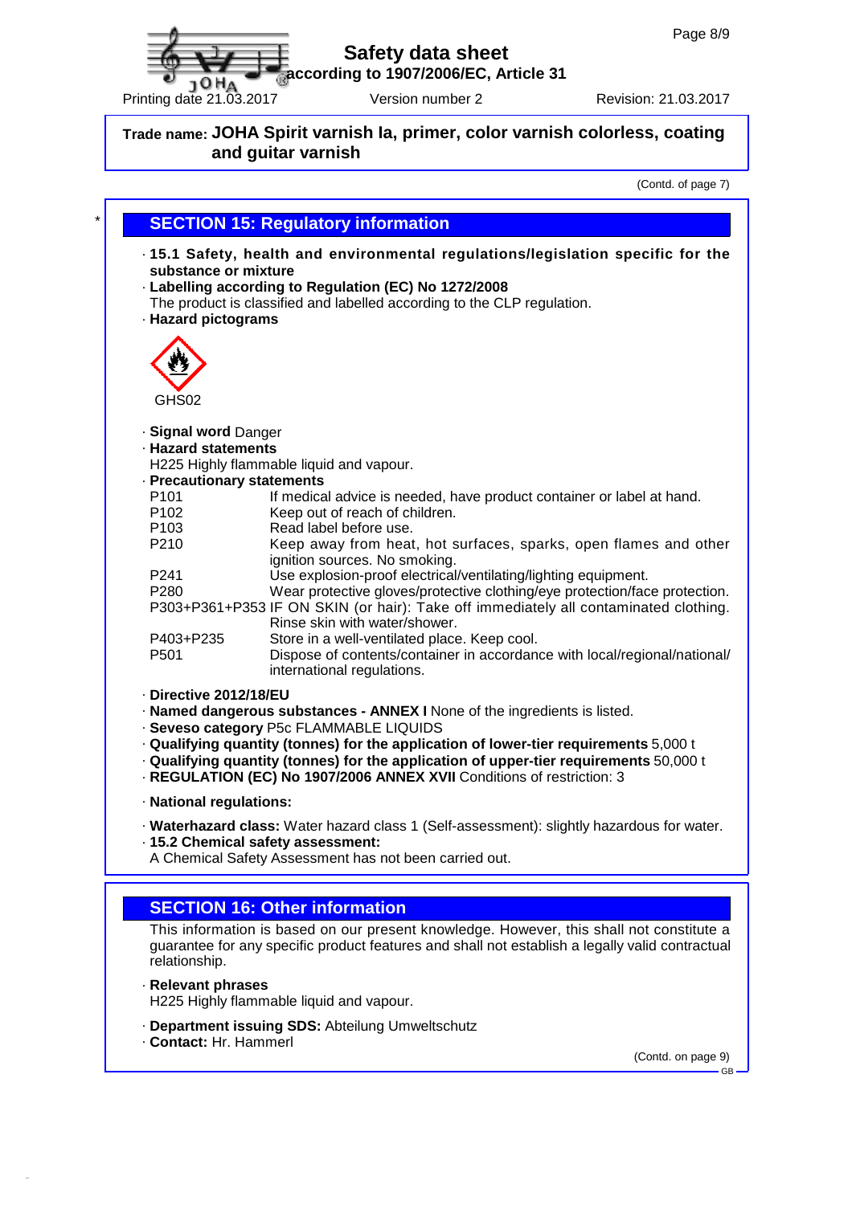Trade name: **JOHA Spirit varnish la, primer, color varnish colorless, coating and guitar varnish**

(Contd. of page 7)

## SECTION 15: Regulatory information

· **15.1 Safety, health and environmental regulations/legislation specific for the substance or mixture**

· **Labelling according to Regulation (EC) No 1272/2008**

The product is classified and labelled according to the CLP regulation.

· **Hazard pictograms**

GHS02

· **Signal word** Danger

· **Hazard statements**

H225 Highly flammable liquid and vapour.

· **Precautionary statements**

| | |
|---|---|
| P101 | If medical advice is needed, have product container or label at hand. |
| P102 | Keep out of reach of children. |
| P103 | Read label before use. |
| P210 | Keep away from heat, hot surfaces, sparks, open flames and other ignition sources. No smoking. |
| P241 | Use explosion-proof electrical/ventilating/lighting equipment. |
| P280 | Wear protective gloves/protective clothing/eye protection/face protection. |
| P303+P361+P353 | IF ON SKIN (or hair): Take off immediately all contaminated clothing. Rinse skin with water/shower. |
| P403+P235 | Store in a well-ventilated place. Keep cool. |
| P501 | Dispose of contents/container in accordance with local/regional/national/ international regulations. |

· **Directive 2012/18/EU**

· **Named dangerous substances - ANNEX I** None of the ingredients is listed.

· **Seveso category** P5c FLAMMABLE LIQUIDS

· **Qualifying quantity (tonnes) for the application of lower-tier requirements** 5,000 t

· **Qualifying quantity (tonnes) for the application of upper-tier requirements** 50,000 t

· **REGULATION (EC) No 1907/2006 ANNEX XVII** Conditions of restriction: 3

· **National regulations:**

· **Waterhazard class:** Water hazard class 1 (Self-assessment): slightly hazardous for water.

· **15.2 Chemical safety assessment:**

A Chemical Safety Assessment has not been carried out.

## SECTION 16: Other information

This information is based on our present knowledge. However, this shall not constitute a guarantee for any specific product features and shall not establish a legally valid contractual relationship.

· **Relevant phrases**

H225 Highly flammable liquid and vapour.

· **Department issuing SDS:** Abteilung Umweltschutz

· **Contact:** Hr. Hammerl

(Contd. on page 9)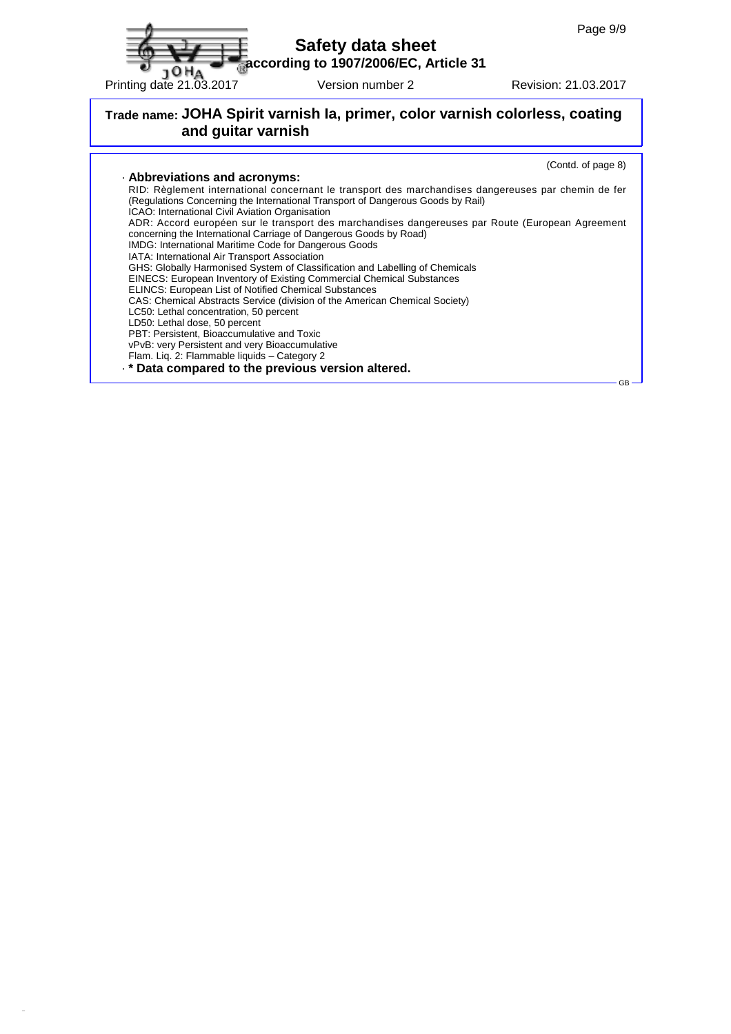# Safety data sheet

**according to 1907/2006/EC, Article 31**

Printing date 21.03.2017 Version number 2 Revision: 21.03.2017

## Trade name: JOHA Spirit varnish Ia, primer, color varnish colorless, coating and guitar varnish

(Contd. of page 8)

· **Abbreviations and acronyms:**

RID: Règlement international concernant le transport des marchandises dangereuses par chemin de fer (Regulations Concerning the International Transport of Dangerous Goods by Rail)
ICAO: International Civil Aviation Organisation
ADR: Accord européen sur le transport des marchandises dangereuses par Route (European Agreement concerning the International Carriage of Dangerous Goods by Road)
IMDG: International Maritime Code for Dangerous Goods
IATA: International Air Transport Association
GHS: Globally Harmonised System of Classification and Labelling of Chemicals
EINECS: European Inventory of Existing Commercial Chemical Substances
ELINCS: European List of Notified Chemical Substances
CAS: Chemical Abstracts Service (division of the American Chemical Society)
LC50: Lethal concentration, 50 percent
LD50: Lethal dose, 50 percent
PBT: Persistent, Bioaccumulative and Toxic
vPvB: very Persistent and very Bioaccumulative
Flam. Liq. 2: Flammable liquids – Category 2

· **\* Data compared to the previous version altered.**

GB